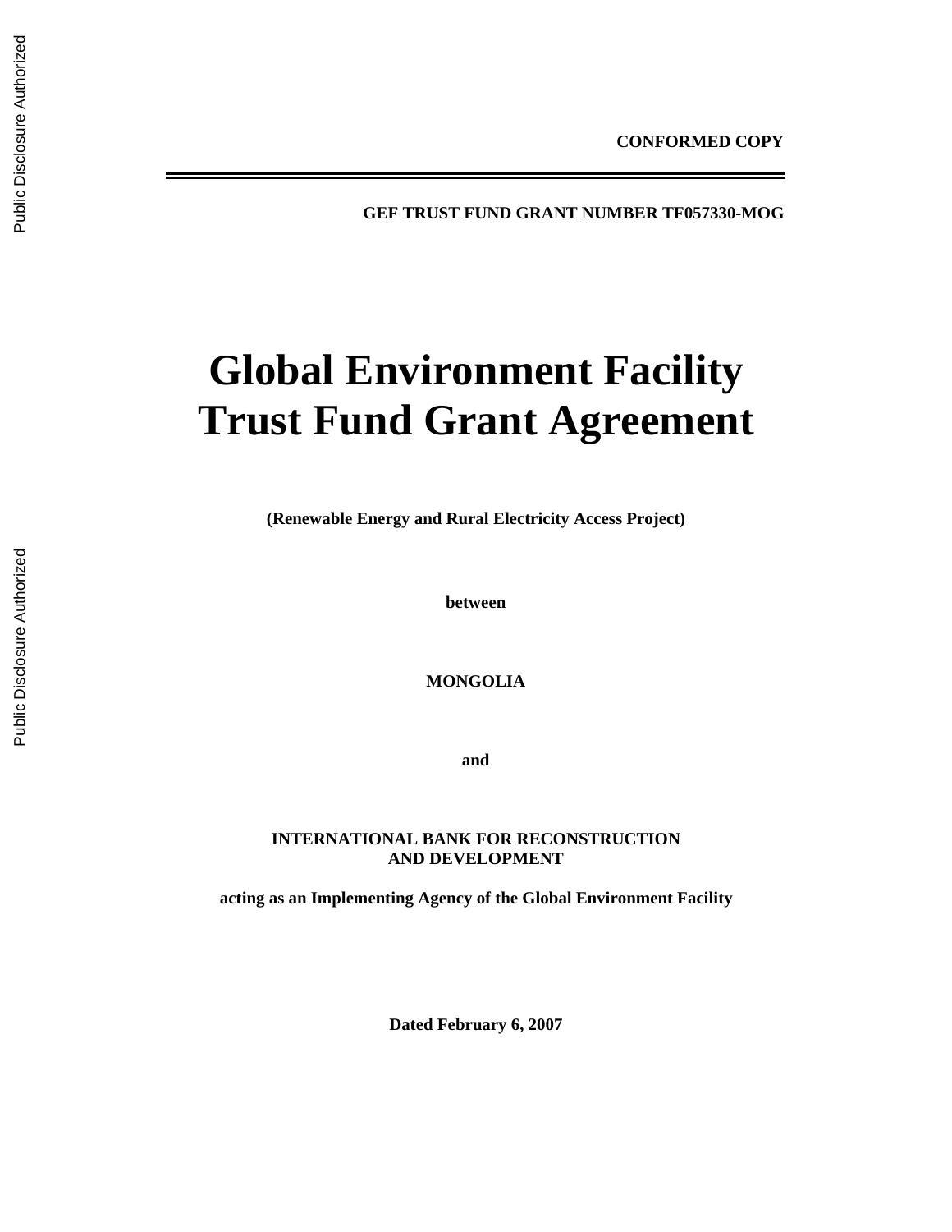**CONFORMED COPY**

**GEF TRUST FUND GRANT NUMBER TF057330-MOG**

# Global Environment Facility Trust Fund Grant Agreement

**(Renewable Energy and Rural Electricity Access Project)**

**between**

**MONGOLIA**

**and**

**INTERNATIONAL BANK FOR RECONSTRUCTION AND DEVELOPMENT**

**acting as an Implementing Agency of the Global Environment Facility**

**Dated February 6, 2007**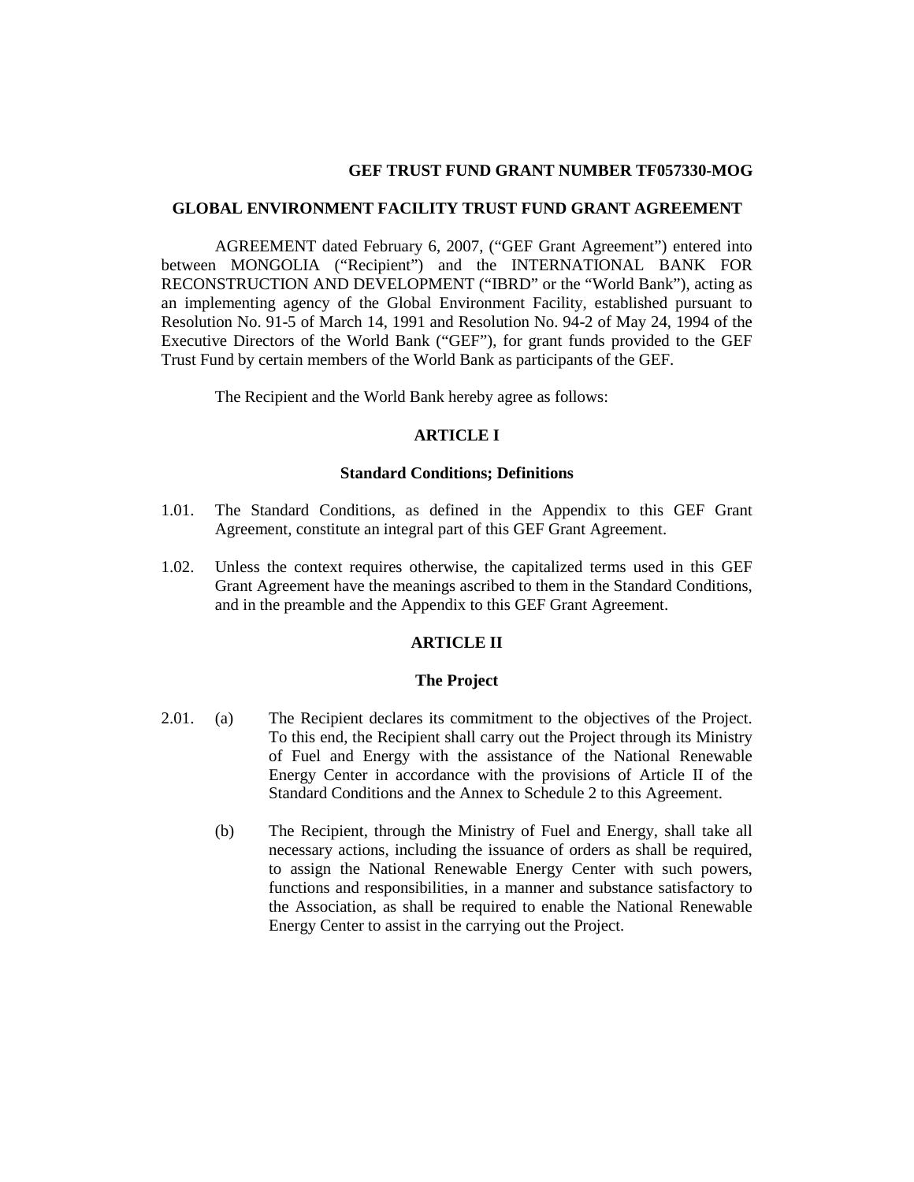**GEF TRUST FUND GRANT NUMBER TF057330-MOG**

**GLOBAL ENVIRONMENT FACILITY TRUST FUND GRANT AGREEMENT**

AGREEMENT dated February 6, 2007, ("GEF Grant Agreement") entered into between MONGOLIA ("Recipient") and the INTERNATIONAL BANK FOR RECONSTRUCTION AND DEVELOPMENT ("IBRD" or the "World Bank"), acting as an implementing agency of the Global Environment Facility, established pursuant to Resolution No. 91-5 of March 14, 1991 and Resolution No. 94-2 of May 24, 1994 of the Executive Directors of the World Bank ("GEF"), for grant funds provided to the GEF Trust Fund by certain members of the World Bank as participants of the GEF.

The Recipient and the World Bank hereby agree as follows:

**ARTICLE I**

**Standard Conditions; Definitions**

1.01. The Standard Conditions, as defined in the Appendix to this GEF Grant Agreement, constitute an integral part of this GEF Grant Agreement.

1.02. Unless the context requires otherwise, the capitalized terms used in this GEF Grant Agreement have the meanings ascribed to them in the Standard Conditions, and in the preamble and the Appendix to this GEF Grant Agreement.

**ARTICLE II**

**The Project**

2.01. (a) The Recipient declares its commitment to the objectives of the Project. To this end, the Recipient shall carry out the Project through its Ministry of Fuel and Energy with the assistance of the National Renewable Energy Center in accordance with the provisions of Article II of the Standard Conditions and the Annex to Schedule 2 to this Agreement.

(b) The Recipient, through the Ministry of Fuel and Energy, shall take all necessary actions, including the issuance of orders as shall be required, to assign the National Renewable Energy Center with such powers, functions and responsibilities, in a manner and substance satisfactory to the Association, as shall be required to enable the National Renewable Energy Center to assist in the carrying out the Project.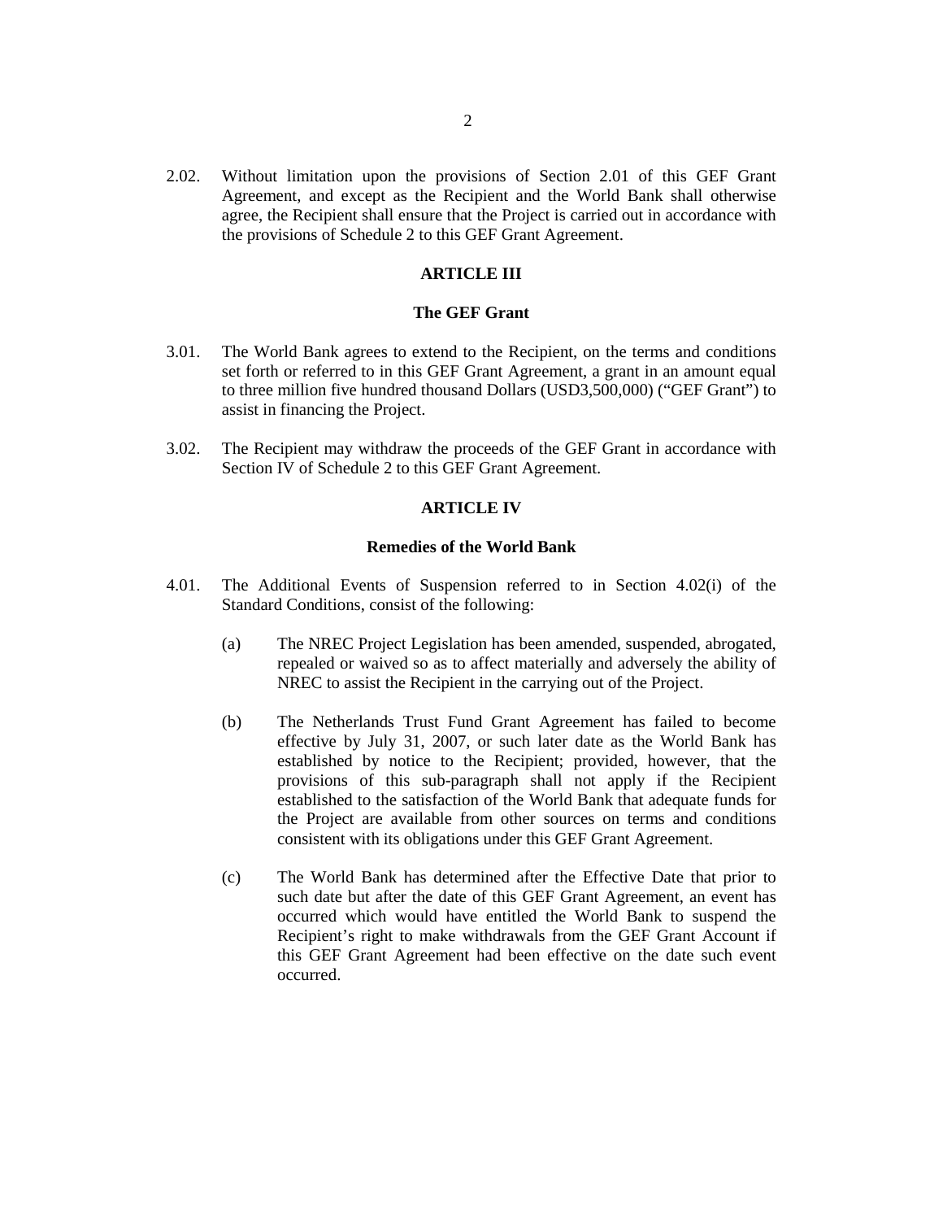2.02. Without limitation upon the provisions of Section 2.01 of this GEF Grant Agreement, and except as the Recipient and the World Bank shall otherwise agree, the Recipient shall ensure that the Project is carried out in accordance with the provisions of Schedule 2 to this GEF Grant Agreement.

## ARTICLE III

### The GEF Grant

3.01. The World Bank agrees to extend to the Recipient, on the terms and conditions set forth or referred to in this GEF Grant Agreement, a grant in an amount equal to three million five hundred thousand Dollars (USD3,500,000) ("GEF Grant") to assist in financing the Project.

3.02. The Recipient may withdraw the proceeds of the GEF Grant in accordance with Section IV of Schedule 2 to this GEF Grant Agreement.

## ARTICLE IV

### Remedies of the World Bank

4.01. The Additional Events of Suspension referred to in Section 4.02(i) of the Standard Conditions, consist of the following:

(a) The NREC Project Legislation has been amended, suspended, abrogated, repealed or waived so as to affect materially and adversely the ability of NREC to assist the Recipient in the carrying out of the Project.

(b) The Netherlands Trust Fund Grant Agreement has failed to become effective by July 31, 2007, or such later date as the World Bank has established by notice to the Recipient; provided, however, that the provisions of this sub-paragraph shall not apply if the Recipient established to the satisfaction of the World Bank that adequate funds for the Project are available from other sources on terms and conditions consistent with its obligations under this GEF Grant Agreement.

(c) The World Bank has determined after the Effective Date that prior to such date but after the date of this GEF Grant Agreement, an event has occurred which would have entitled the World Bank to suspend the Recipient's right to make withdrawals from the GEF Grant Account if this GEF Grant Agreement had been effective on the date such event occurred.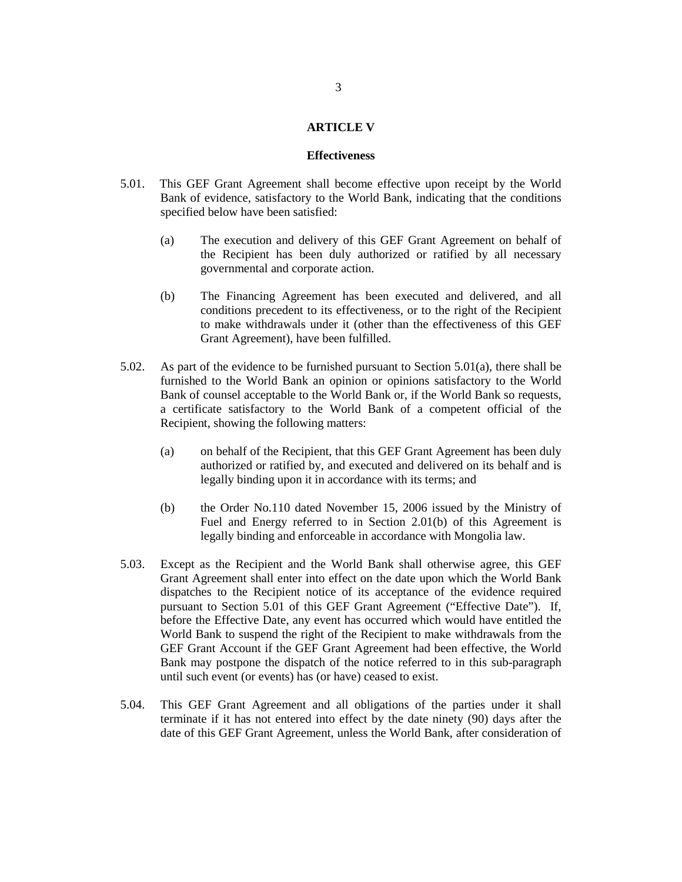## ARTICLE V

### Effectiveness

5.01. This GEF Grant Agreement shall become effective upon receipt by the World Bank of evidence, satisfactory to the World Bank, indicating that the conditions specified below have been satisfied:

(a) The execution and delivery of this GEF Grant Agreement on behalf of the Recipient has been duly authorized or ratified by all necessary governmental and corporate action.

(b) The Financing Agreement has been executed and delivered, and all conditions precedent to its effectiveness, or to the right of the Recipient to make withdrawals under it (other than the effectiveness of this GEF Grant Agreement), have been fulfilled.

5.02. As part of the evidence to be furnished pursuant to Section 5.01(a), there shall be furnished to the World Bank an opinion or opinions satisfactory to the World Bank of counsel acceptable to the World Bank or, if the World Bank so requests, a certificate satisfactory to the World Bank of a competent official of the Recipient, showing the following matters:

(a) on behalf of the Recipient, that this GEF Grant Agreement has been duly authorized or ratified by, and executed and delivered on its behalf and is legally binding upon it in accordance with its terms; and

(b) the Order No.110 dated November 15, 2006 issued by the Ministry of Fuel and Energy referred to in Section 2.01(b) of this Agreement is legally binding and enforceable in accordance with Mongolia law.

5.03. Except as the Recipient and the World Bank shall otherwise agree, this GEF Grant Agreement shall enter into effect on the date upon which the World Bank dispatches to the Recipient notice of its acceptance of the evidence required pursuant to Section 5.01 of this GEF Grant Agreement ("Effective Date"). If, before the Effective Date, any event has occurred which would have entitled the World Bank to suspend the right of the Recipient to make withdrawals from the GEF Grant Account if the GEF Grant Agreement had been effective, the World Bank may postpone the dispatch of the notice referred to in this sub-paragraph until such event (or events) has (or have) ceased to exist.

5.04. This GEF Grant Agreement and all obligations of the parties under it shall terminate if it has not entered into effect by the date ninety (90) days after the date of this GEF Grant Agreement, unless the World Bank, after consideration of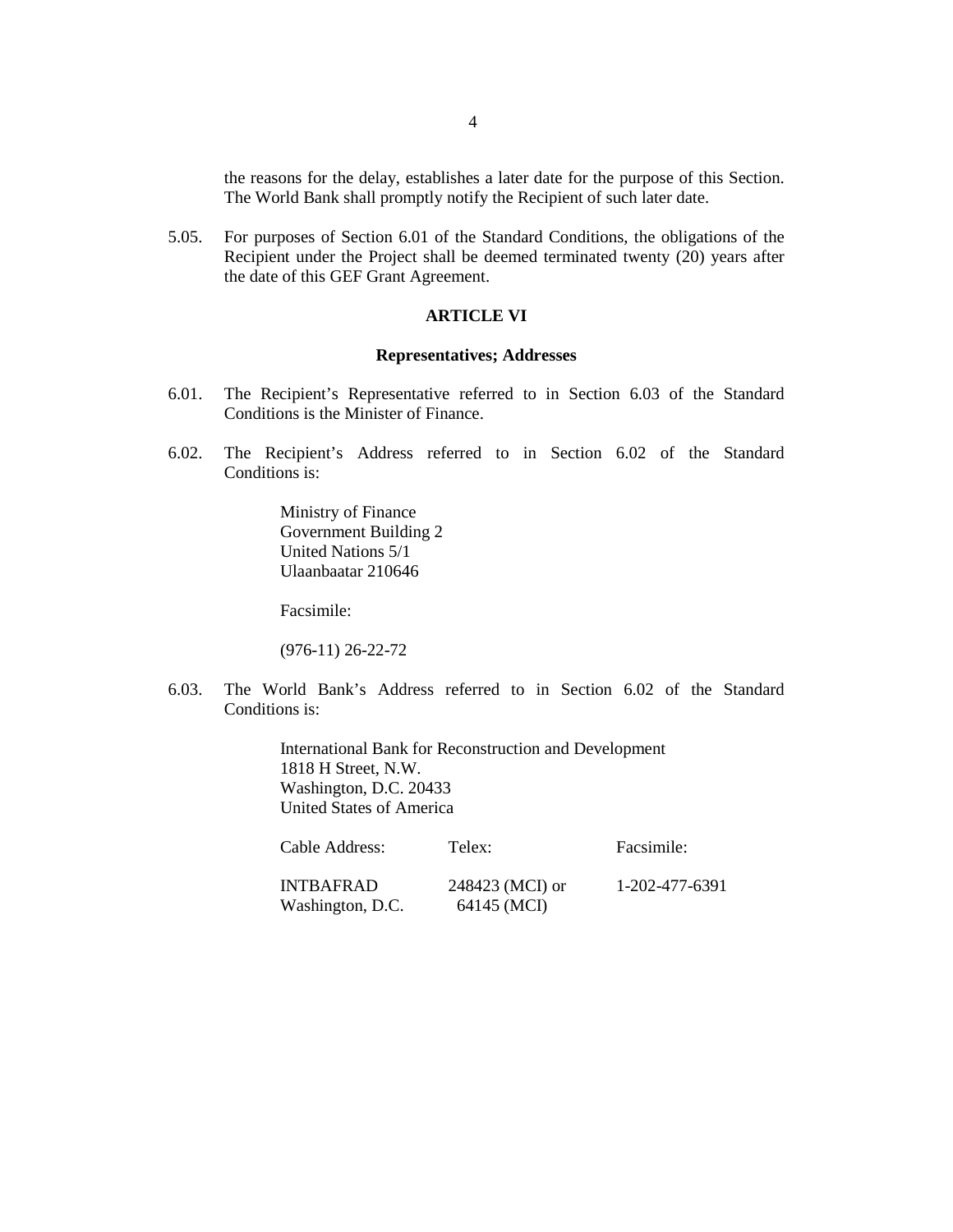the reasons for the delay, establishes a later date for the purpose of this Section. The World Bank shall promptly notify the Recipient of such later date.

5.05. For purposes of Section 6.01 of the Standard Conditions, the obligations of the Recipient under the Project shall be deemed terminated twenty (20) years after the date of this GEF Grant Agreement.

## ARTICLE VI

### Representatives; Addresses

6.01. The Recipient's Representative referred to in Section 6.03 of the Standard Conditions is the Minister of Finance.

6.02. The Recipient's Address referred to in Section 6.02 of the Standard Conditions is:

Ministry of Finance
Government Building 2
United Nations 5/1
Ulaanbaatar 210646

Facsimile:

(976-11) 26-22-72

6.03. The World Bank's Address referred to in Section 6.02 of the Standard Conditions is:

International Bank for Reconstruction and Development
1818 H Street, N.W.
Washington, D.C. 20433
United States of America

| Cable Address: | Telex: | Facsimile: |
|---|---|---|
| INTBAFRAD Washington, D.C. | 248423 (MCI) or 64145 (MCI) | 1-202-477-6391 |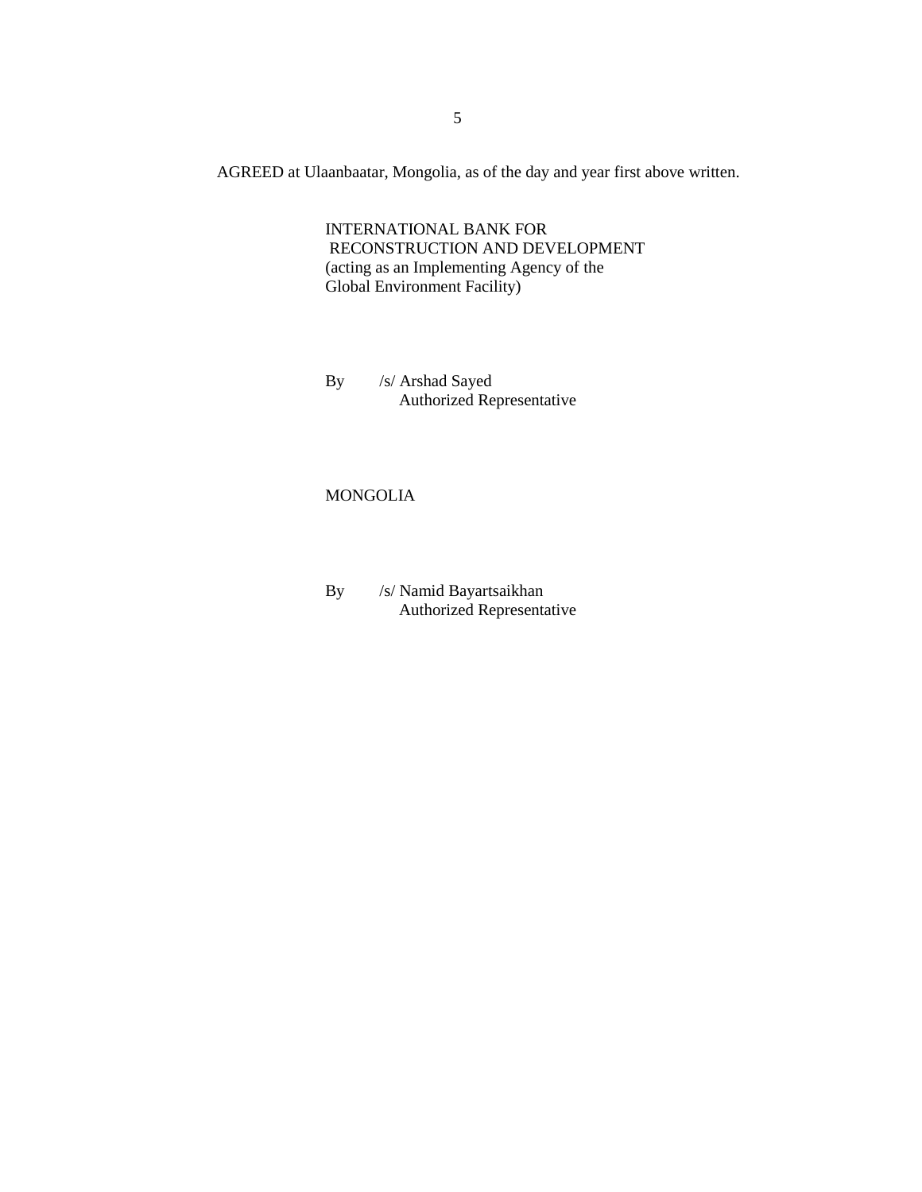AGREED at Ulaanbaatar, Mongolia, as of the day and year first above written.

INTERNATIONAL BANK FOR
RECONSTRUCTION AND DEVELOPMENT
(acting as an Implementing Agency of the
Global Environment Facility)

By /s/ Arshad Sayed
Authorized Representative

MONGOLIA

By /s/ Namid Bayartsaikhan
Authorized Representative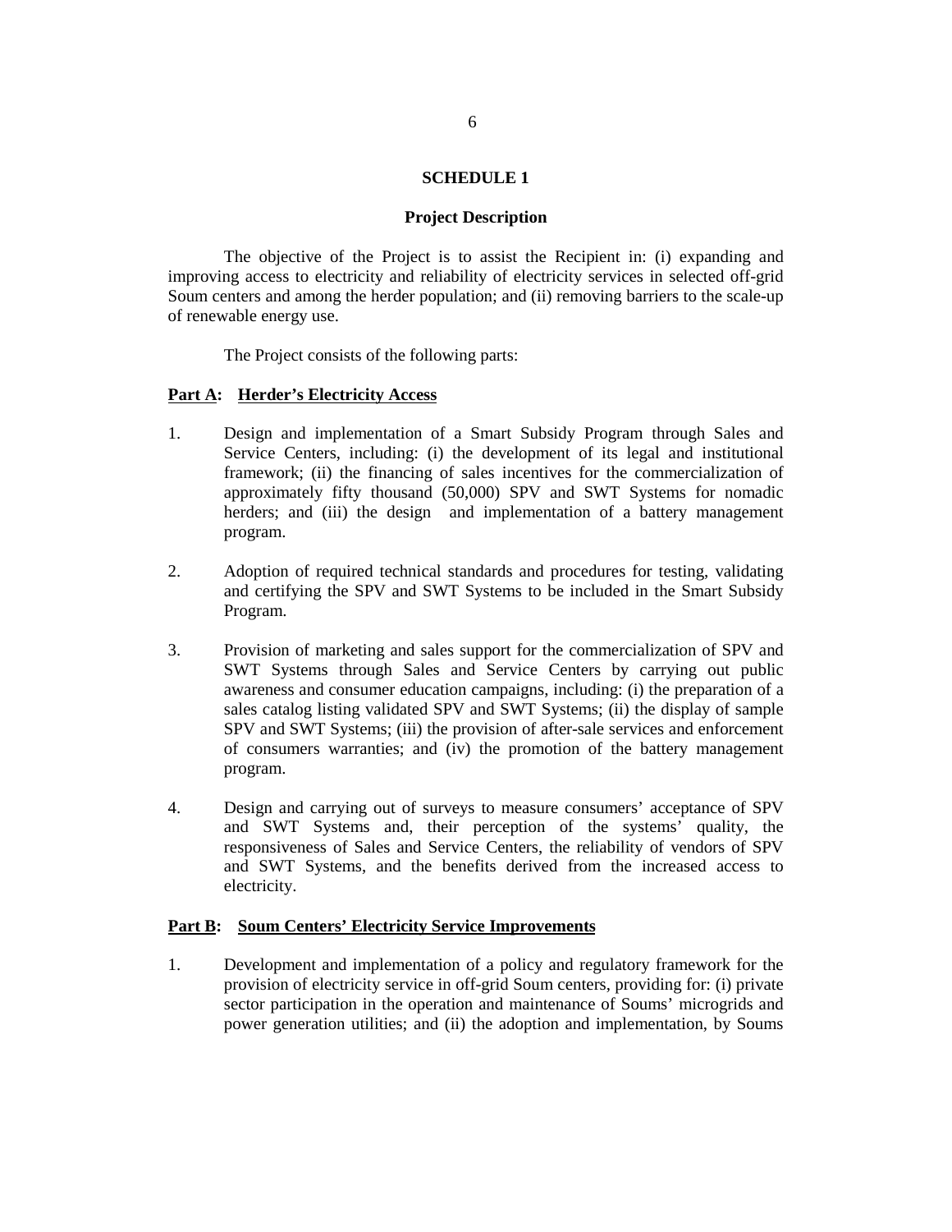## SCHEDULE 1

### Project Description

The objective of the Project is to assist the Recipient in: (i) expanding and improving access to electricity and reliability of electricity services in selected off-grid Soum centers and among the herder population; and (ii) removing barriers to the scale-up of renewable energy use.

The Project consists of the following parts:

**<u>Part A</u>: <u>Herder's Electricity Access</u>**

1. Design and implementation of a Smart Subsidy Program through Sales and Service Centers, including: (i) the development of its legal and institutional framework; (ii) the financing of sales incentives for the commercialization of approximately fifty thousand (50,000) SPV and SWT Systems for nomadic herders; and (iii) the design and implementation of a battery management program.

2. Adoption of required technical standards and procedures for testing, validating and certifying the SPV and SWT Systems to be included in the Smart Subsidy Program.

3. Provision of marketing and sales support for the commercialization of SPV and SWT Systems through Sales and Service Centers by carrying out public awareness and consumer education campaigns, including: (i) the preparation of a sales catalog listing validated SPV and SWT Systems; (ii) the display of sample SPV and SWT Systems; (iii) the provision of after-sale services and enforcement of consumers warranties; and (iv) the promotion of the battery management program.

4. Design and carrying out of surveys to measure consumers' acceptance of SPV and SWT Systems and, their perception of the systems' quality, the responsiveness of Sales and Service Centers, the reliability of vendors of SPV and SWT Systems, and the benefits derived from the increased access to electricity.

**<u>Part B</u>: <u>Soum Centers' Electricity Service Improvements</u>**

1. Development and implementation of a policy and regulatory framework for the provision of electricity service in off-grid Soum centers, providing for: (i) private sector participation in the operation and maintenance of Soums' microgrids and power generation utilities; and (ii) the adoption and implementation, by Soums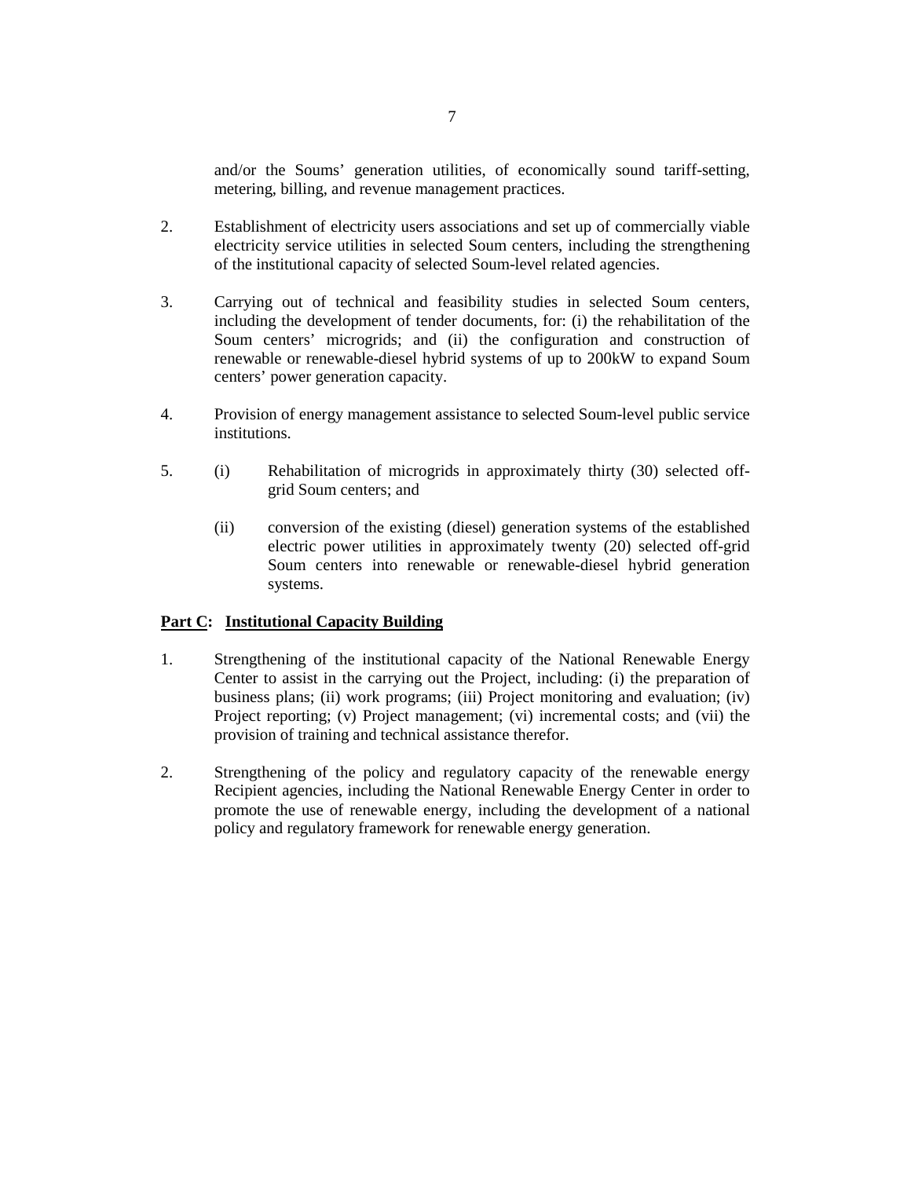and/or the Soums' generation utilities, of economically sound tariff-setting, metering, billing, and revenue management practices.

2. Establishment of electricity users associations and set up of commercially viable electricity service utilities in selected Soum centers, including the strengthening of the institutional capacity of selected Soum-level related agencies.

3. Carrying out of technical and feasibility studies in selected Soum centers, including the development of tender documents, for: (i) the rehabilitation of the Soum centers' microgrids; and (ii) the configuration and construction of renewable or renewable-diesel hybrid systems of up to 200kW to expand Soum centers' power generation capacity.

4. Provision of energy management assistance to selected Soum-level public service institutions.

5. (i) Rehabilitation of microgrids in approximately thirty (30) selected off-grid Soum centers; and

   (ii) conversion of the existing (diesel) generation systems of the established electric power utilities in approximately twenty (20) selected off-grid Soum centers into renewable or renewable-diesel hybrid generation systems.

**Part C: Institutional Capacity Building**

1. Strengthening of the institutional capacity of the National Renewable Energy Center to assist in the carrying out the Project, including: (i) the preparation of business plans; (ii) work programs; (iii) Project monitoring and evaluation; (iv) Project reporting; (v) Project management; (vi) incremental costs; and (vii) the provision of training and technical assistance therefor.

2. Strengthening of the policy and regulatory capacity of the renewable energy Recipient agencies, including the National Renewable Energy Center in order to promote the use of renewable energy, including the development of a national policy and regulatory framework for renewable energy generation.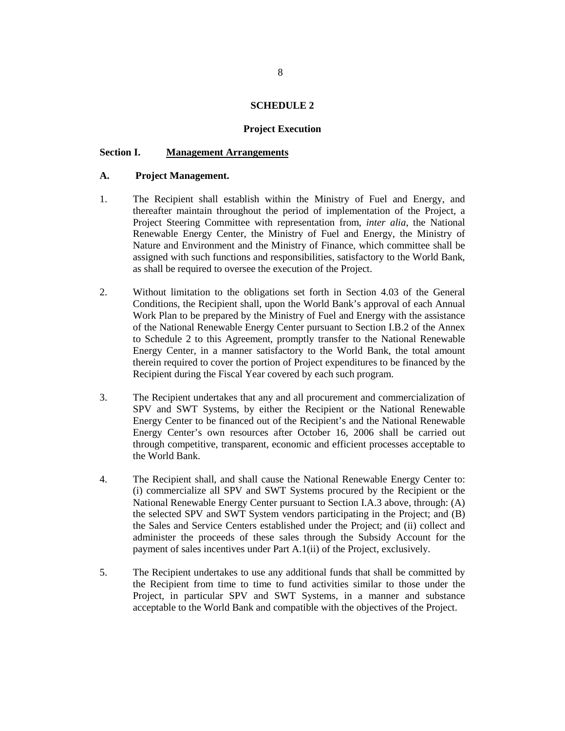# SCHEDULE 2

## Project Execution

### Section I. <u>Management Arrangements</u>

**A. Project Management.**

1. The Recipient shall establish within the Ministry of Fuel and Energy, and thereafter maintain throughout the period of implementation of the Project, a Project Steering Committee with representation from, *inter alia*, the National Renewable Energy Center, the Ministry of Fuel and Energy, the Ministry of Nature and Environment and the Ministry of Finance, which committee shall be assigned with such functions and responsibilities, satisfactory to the World Bank, as shall be required to oversee the execution of the Project.

2. Without limitation to the obligations set forth in Section 4.03 of the General Conditions, the Recipient shall, upon the World Bank's approval of each Annual Work Plan to be prepared by the Ministry of Fuel and Energy with the assistance of the National Renewable Energy Center pursuant to Section I.B.2 of the Annex to Schedule 2 to this Agreement, promptly transfer to the National Renewable Energy Center, in a manner satisfactory to the World Bank, the total amount therein required to cover the portion of Project expenditures to be financed by the Recipient during the Fiscal Year covered by each such program.

3. The Recipient undertakes that any and all procurement and commercialization of SPV and SWT Systems, by either the Recipient or the National Renewable Energy Center to be financed out of the Recipient's and the National Renewable Energy Center's own resources after October 16, 2006 shall be carried out through competitive, transparent, economic and efficient processes acceptable to the World Bank.

4. The Recipient shall, and shall cause the National Renewable Energy Center to: (i) commercialize all SPV and SWT Systems procured by the Recipient or the National Renewable Energy Center pursuant to Section I.A.3 above, through: (A) the selected SPV and SWT System vendors participating in the Project; and (B) the Sales and Service Centers established under the Project; and (ii) collect and administer the proceeds of these sales through the Subsidy Account for the payment of sales incentives under Part A.1(ii) of the Project, exclusively.

5. The Recipient undertakes to use any additional funds that shall be committed by the Recipient from time to time to fund activities similar to those under the Project, in particular SPV and SWT Systems, in a manner and substance acceptable to the World Bank and compatible with the objectives of the Project.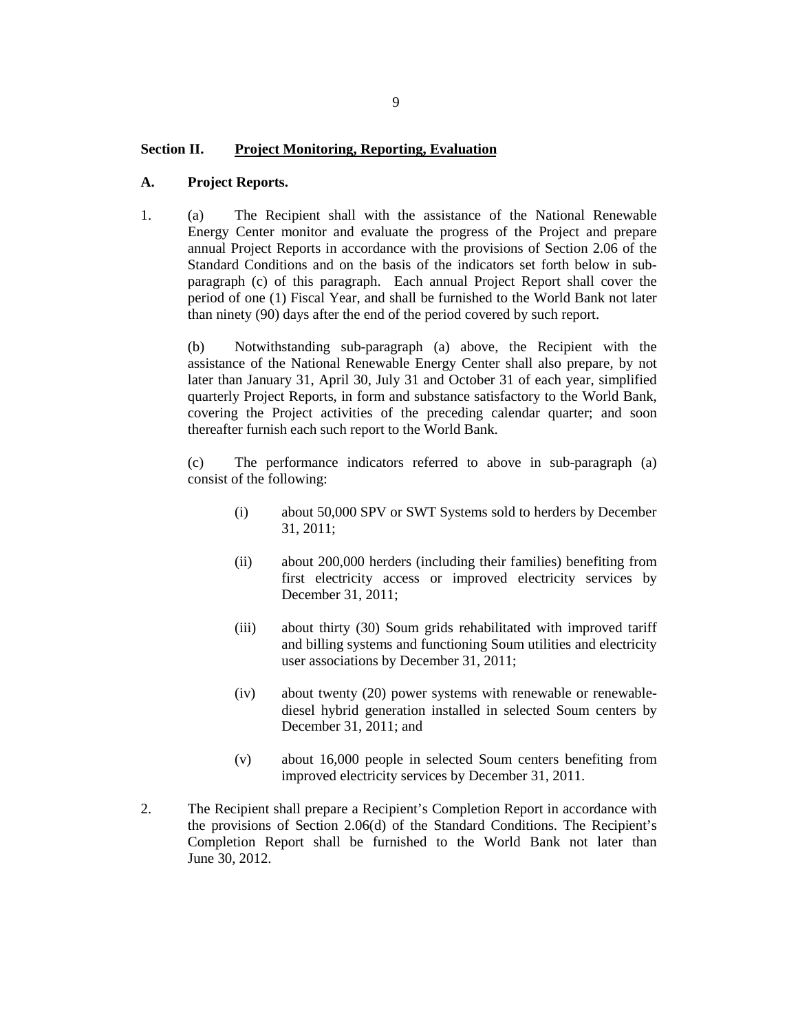## Section II. Project Monitoring, Reporting, Evaluation

### A. Project Reports.

1. (a) The Recipient shall with the assistance of the National Renewable Energy Center monitor and evaluate the progress of the Project and prepare annual Project Reports in accordance with the provisions of Section 2.06 of the Standard Conditions and on the basis of the indicators set forth below in sub-paragraph (c) of this paragraph. Each annual Project Report shall cover the period of one (1) Fiscal Year, and shall be furnished to the World Bank not later than ninety (90) days after the end of the period covered by such report.

   (b) Notwithstanding sub-paragraph (a) above, the Recipient with the assistance of the National Renewable Energy Center shall also prepare, by not later than January 31, April 30, July 31 and October 31 of each year, simplified quarterly Project Reports, in form and substance satisfactory to the World Bank, covering the Project activities of the preceding calendar quarter; and soon thereafter furnish each such report to the World Bank.

   (c) The performance indicators referred to above in sub-paragraph (a) consist of the following:

   (i) about 50,000 SPV or SWT Systems sold to herders by December 31, 2011;

   (ii) about 200,000 herders (including their families) benefiting from first electricity access or improved electricity services by December 31, 2011;

   (iii) about thirty (30) Soum grids rehabilitated with improved tariff and billing systems and functioning Soum utilities and electricity user associations by December 31, 2011;

   (iv) about twenty (20) power systems with renewable or renewable-diesel hybrid generation installed in selected Soum centers by December 31, 2011; and

   (v) about 16,000 people in selected Soum centers benefiting from improved electricity services by December 31, 2011.

2. The Recipient shall prepare a Recipient's Completion Report in accordance with the provisions of Section 2.06(d) of the Standard Conditions. The Recipient's Completion Report shall be furnished to the World Bank not later than June 30, 2012.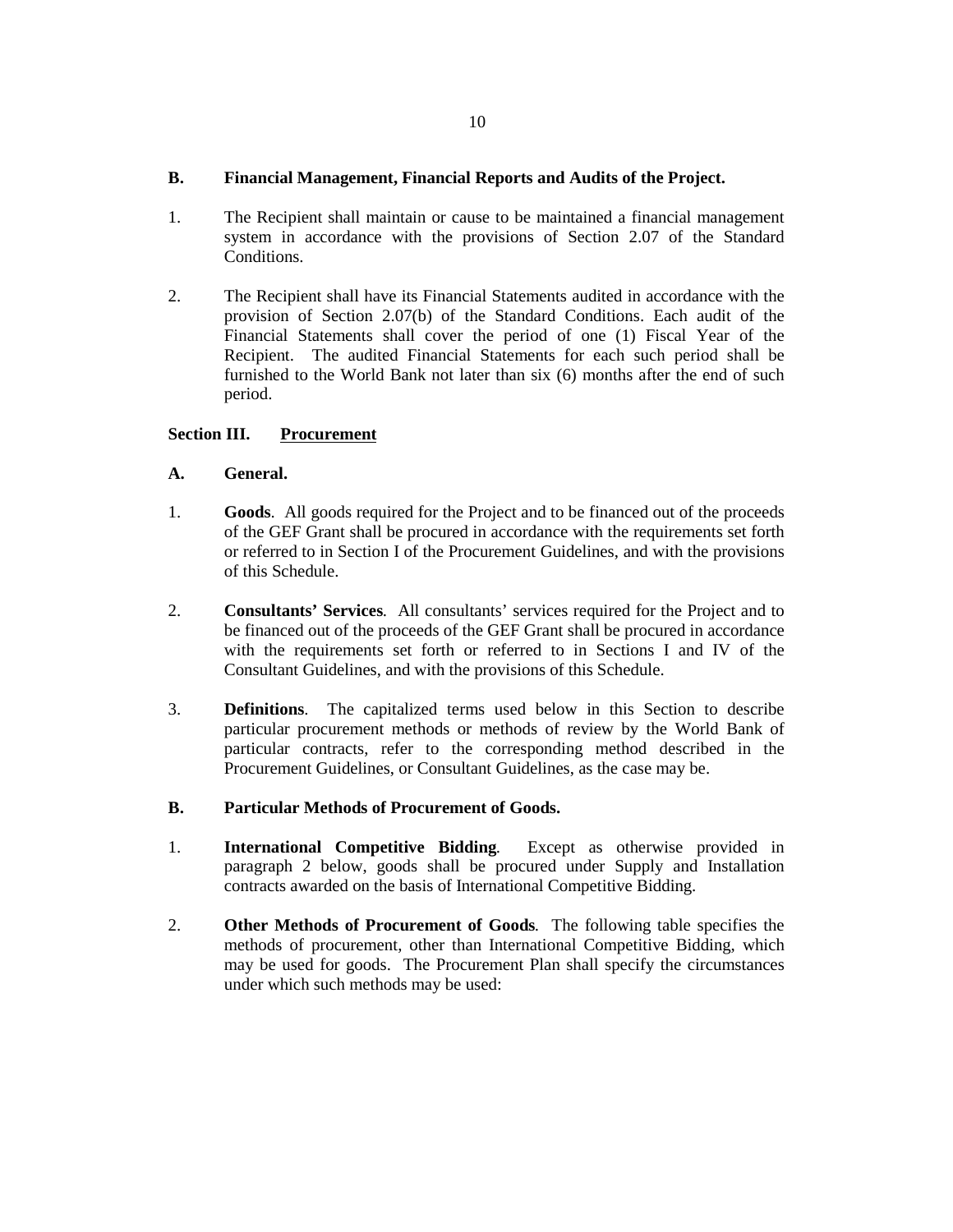### B. Financial Management, Financial Reports and Audits of the Project.

1. The Recipient shall maintain or cause to be maintained a financial management system in accordance with the provisions of Section 2.07 of the Standard Conditions.

2. The Recipient shall have its Financial Statements audited in accordance with the provision of Section 2.07(b) of the Standard Conditions. Each audit of the Financial Statements shall cover the period of one (1) Fiscal Year of the Recipient. The audited Financial Statements for each such period shall be furnished to the World Bank not later than six (6) months after the end of such period.

## Section III. <u>Procurement</u>

### A. General.

1. **Goods**. All goods required for the Project and to be financed out of the proceeds of the GEF Grant shall be procured in accordance with the requirements set forth or referred to in Section I of the Procurement Guidelines, and with the provisions of this Schedule.

2. **Consultants' Services**. All consultants' services required for the Project and to be financed out of the proceeds of the GEF Grant shall be procured in accordance with the requirements set forth or referred to in Sections I and IV of the Consultant Guidelines, and with the provisions of this Schedule.

3. **Definitions**. The capitalized terms used below in this Section to describe particular procurement methods or methods of review by the World Bank of particular contracts, refer to the corresponding method described in the Procurement Guidelines, or Consultant Guidelines, as the case may be.

### B. Particular Methods of Procurement of Goods.

1. **International Competitive Bidding**. Except as otherwise provided in paragraph 2 below, goods shall be procured under Supply and Installation contracts awarded on the basis of International Competitive Bidding.

2. **Other Methods of Procurement of Goods**. The following table specifies the methods of procurement, other than International Competitive Bidding, which may be used for goods. The Procurement Plan shall specify the circumstances under which such methods may be used: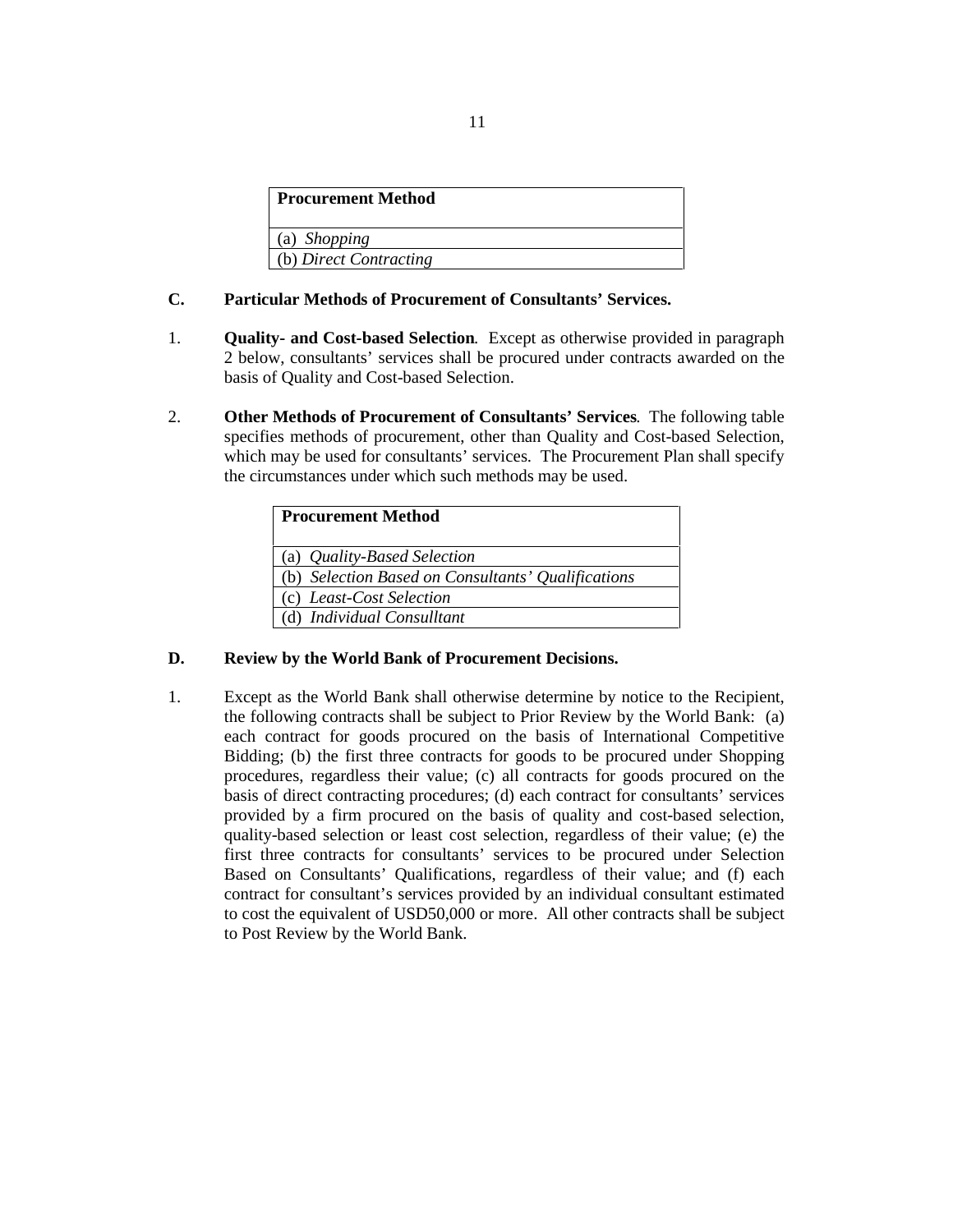| Procurement Method |
|---|
| (a) *Shopping* |
| (b) *Direct Contracting* |

### C. Particular Methods of Procurement of Consultants' Services.

1. **Quality- and Cost-based Selection**. Except as otherwise provided in paragraph 2 below, consultants' services shall be procured under contracts awarded on the basis of Quality and Cost-based Selection.

2. **Other Methods of Procurement of Consultants' Services**. The following table specifies methods of procurement, other than Quality and Cost-based Selection, which may be used for consultants' services. The Procurement Plan shall specify the circumstances under which such methods may be used.

| Procurement Method |
|---|
| (a) *Quality-Based Selection* |
| (b) *Selection Based on Consultants' Qualifications* |
| (c) *Least-Cost Selection* |
| (d) *Individual Consulltant* |

### D. Review by the World Bank of Procurement Decisions.

1. Except as the World Bank shall otherwise determine by notice to the Recipient, the following contracts shall be subject to Prior Review by the World Bank: (a) each contract for goods procured on the basis of International Competitive Bidding; (b) the first three contracts for goods to be procured under Shopping procedures, regardless their value; (c) all contracts for goods procured on the basis of direct contracting procedures; (d) each contract for consultants' services provided by a firm procured on the basis of quality and cost-based selection, quality-based selection or least cost selection, regardless of their value; (e) the first three contracts for consultants' services to be procured under Selection Based on Consultants' Qualifications, regardless of their value; and (f) each contract for consultant's services provided by an individual consultant estimated to cost the equivalent of USD50,000 or more. All other contracts shall be subject to Post Review by the World Bank.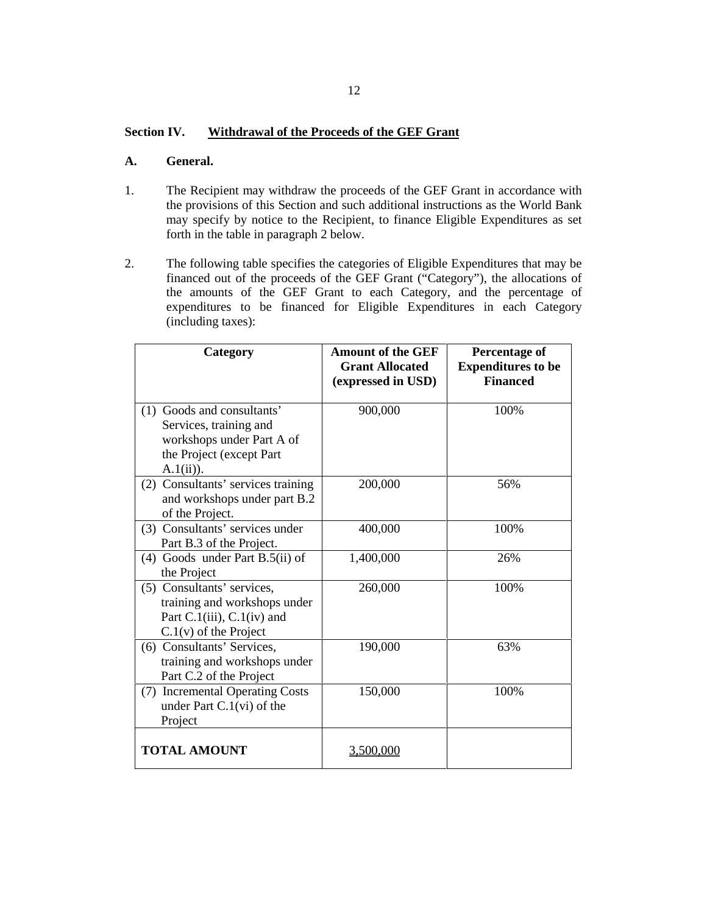## Section IV. Withdrawal of the Proceeds of the GEF Grant

### A. General.

1. The Recipient may withdraw the proceeds of the GEF Grant in accordance with the provisions of this Section and such additional instructions as the World Bank may specify by notice to the Recipient, to finance Eligible Expenditures as set forth in the table in paragraph 2 below.

2. The following table specifies the categories of Eligible Expenditures that may be financed out of the proceeds of the GEF Grant ("Category"), the allocations of the amounts of the GEF Grant to each Category, and the percentage of expenditures to be financed for Eligible Expenditures in each Category (including taxes):

| Category | Amount of the GEF Grant Allocated (expressed in USD) | Percentage of Expenditures to be Financed |
|---|---|---|
| (1) Goods and consultants' Services, training and workshops under Part A of the Project (except Part A.1(ii)). | 900,000 | 100% |
| (2) Consultants' services training and workshops under part B.2 of the Project. | 200,000 | 56% |
| (3) Consultants' services under Part B.3 of the Project. | 400,000 | 100% |
| (4) Goods under Part B.5(ii) of the Project | 1,400,000 | 26% |
| (5) Consultants' services, training and workshops under Part C.1(iii), C.1(iv) and C.1(v) of the Project | 260,000 | 100% |
| (6) Consultants' Services, training and workshops under Part C.2 of the Project | 190,000 | 63% |
| (7) Incremental Operating Costs under Part C.1(vi) of the Project | 150,000 | 100% |
| **TOTAL AMOUNT** | 3,500,000 | |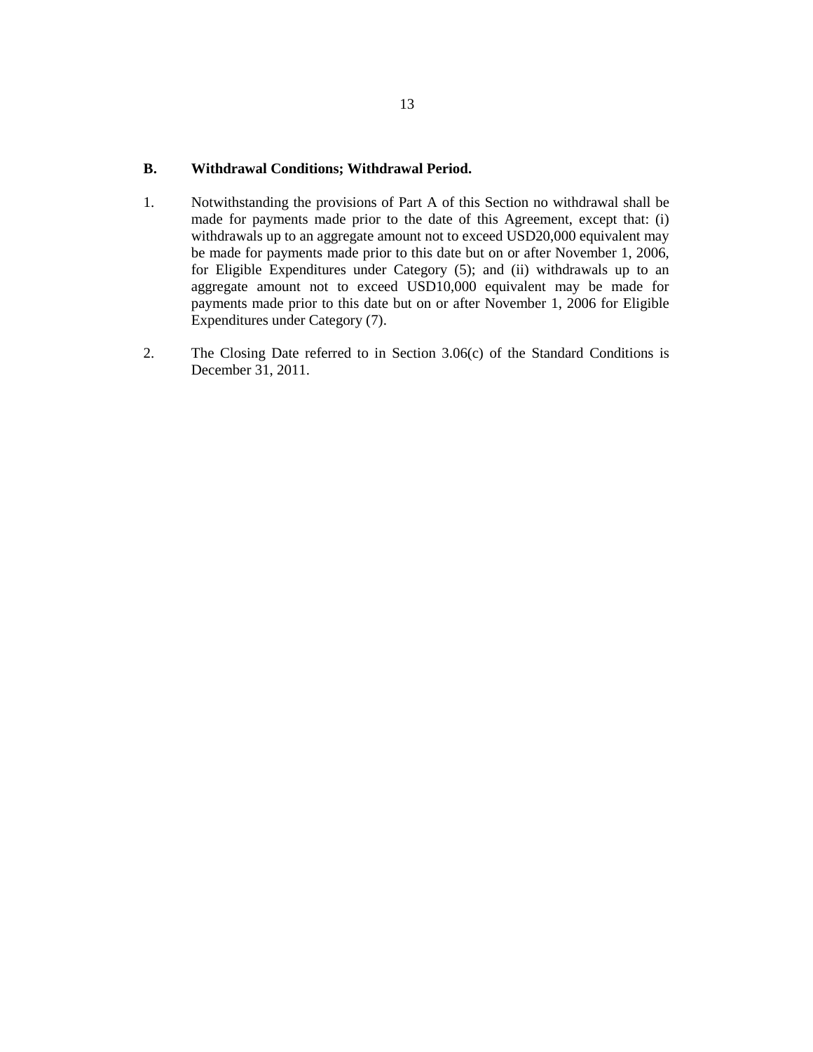### B. Withdrawal Conditions; Withdrawal Period.

1. Notwithstanding the provisions of Part A of this Section no withdrawal shall be made for payments made prior to the date of this Agreement, except that: (i) withdrawals up to an aggregate amount not to exceed USD20,000 equivalent may be made for payments made prior to this date but on or after November 1, 2006, for Eligible Expenditures under Category (5); and (ii) withdrawals up to an aggregate amount not to exceed USD10,000 equivalent may be made for payments made prior to this date but on or after November 1, 2006 for Eligible Expenditures under Category (7).

2. The Closing Date referred to in Section 3.06(c) of the Standard Conditions is December 31, 2011.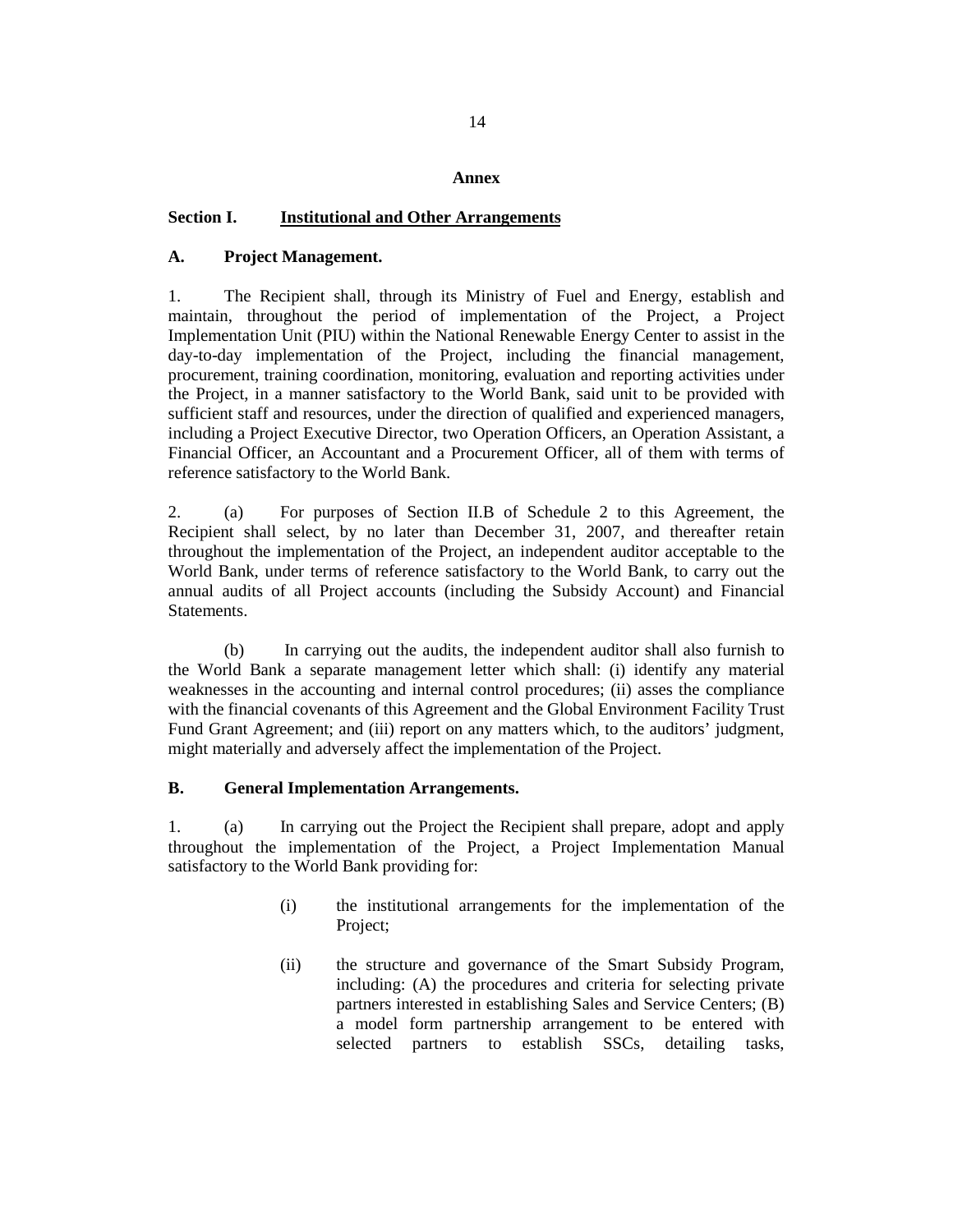## Annex

### Section I. Institutional and Other Arrangements

**A. Project Management.**

1. The Recipient shall, through its Ministry of Fuel and Energy, establish and maintain, throughout the period of implementation of the Project, a Project Implementation Unit (PIU) within the National Renewable Energy Center to assist in the day-to-day implementation of the Project, including the financial management, procurement, training coordination, monitoring, evaluation and reporting activities under the Project, in a manner satisfactory to the World Bank, said unit to be provided with sufficient staff and resources, under the direction of qualified and experienced managers, including a Project Executive Director, two Operation Officers, an Operation Assistant, a Financial Officer, an Accountant and a Procurement Officer, all of them with terms of reference satisfactory to the World Bank.

2. (a) For purposes of Section II.B of Schedule 2 to this Agreement, the Recipient shall select, by no later than December 31, 2007, and thereafter retain throughout the implementation of the Project, an independent auditor acceptable to the World Bank, under terms of reference satisfactory to the World Bank, to carry out the annual audits of all Project accounts (including the Subsidy Account) and Financial Statements.

(b) In carrying out the audits, the independent auditor shall also furnish to the World Bank a separate management letter which shall: (i) identify any material weaknesses in the accounting and internal control procedures; (ii) asses the compliance with the financial covenants of this Agreement and the Global Environment Facility Trust Fund Grant Agreement; and (iii) report on any matters which, to the auditors' judgment, might materially and adversely affect the implementation of the Project.

**B. General Implementation Arrangements.**

1. (a) In carrying out the Project the Recipient shall prepare, adopt and apply throughout the implementation of the Project, a Project Implementation Manual satisfactory to the World Bank providing for:

(i) the institutional arrangements for the implementation of the Project;

(ii) the structure and governance of the Smart Subsidy Program, including: (A) the procedures and criteria for selecting private partners interested in establishing Sales and Service Centers; (B) a model form partnership arrangement to be entered with selected partners to establish SSCs, detailing tasks,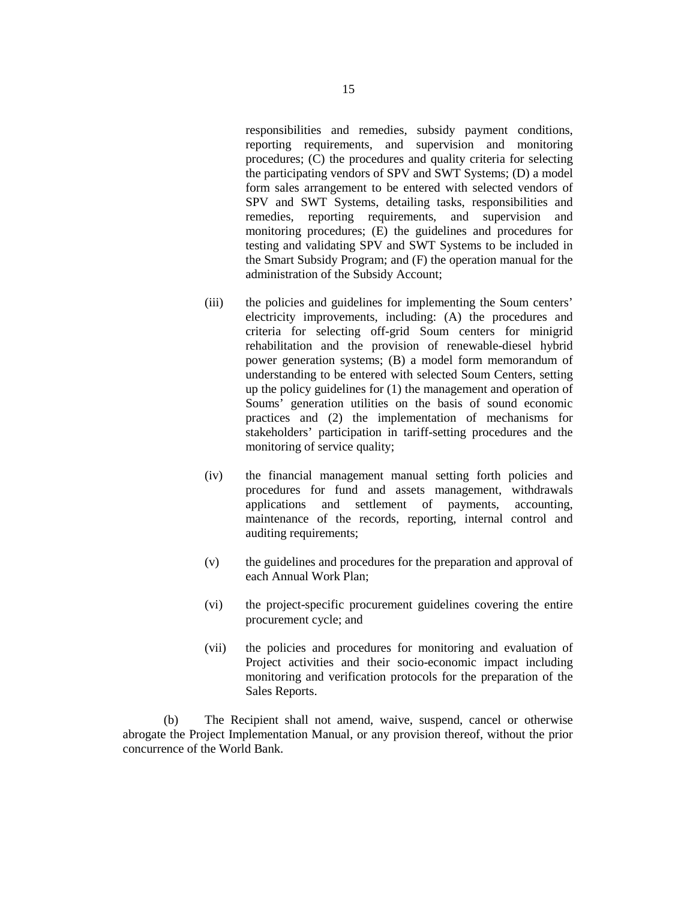responsibilities and remedies, subsidy payment conditions, reporting requirements, and supervision and monitoring procedures; (C) the procedures and quality criteria for selecting the participating vendors of SPV and SWT Systems; (D) a model form sales arrangement to be entered with selected vendors of SPV and SWT Systems, detailing tasks, responsibilities and remedies, reporting requirements, and supervision and monitoring procedures; (E) the guidelines and procedures for testing and validating SPV and SWT Systems to be included in the Smart Subsidy Program; and (F) the operation manual for the administration of the Subsidy Account;

(iii) the policies and guidelines for implementing the Soum centers' electricity improvements, including: (A) the procedures and criteria for selecting off-grid Soum centers for minigrid rehabilitation and the provision of renewable-diesel hybrid power generation systems; (B) a model form memorandum of understanding to be entered with selected Soum Centers, setting up the policy guidelines for (1) the management and operation of Soums' generation utilities on the basis of sound economic practices and (2) the implementation of mechanisms for stakeholders' participation in tariff-setting procedures and the monitoring of service quality;

(iv) the financial management manual setting forth policies and procedures for fund and assets management, withdrawals applications and settlement of payments, accounting, maintenance of the records, reporting, internal control and auditing requirements;

(v) the guidelines and procedures for the preparation and approval of each Annual Work Plan;

(vi) the project-specific procurement guidelines covering the entire procurement cycle; and

(vii) the policies and procedures for monitoring and evaluation of Project activities and their socio-economic impact including monitoring and verification protocols for the preparation of the Sales Reports.

(b) The Recipient shall not amend, waive, suspend, cancel or otherwise abrogate the Project Implementation Manual, or any provision thereof, without the prior concurrence of the World Bank.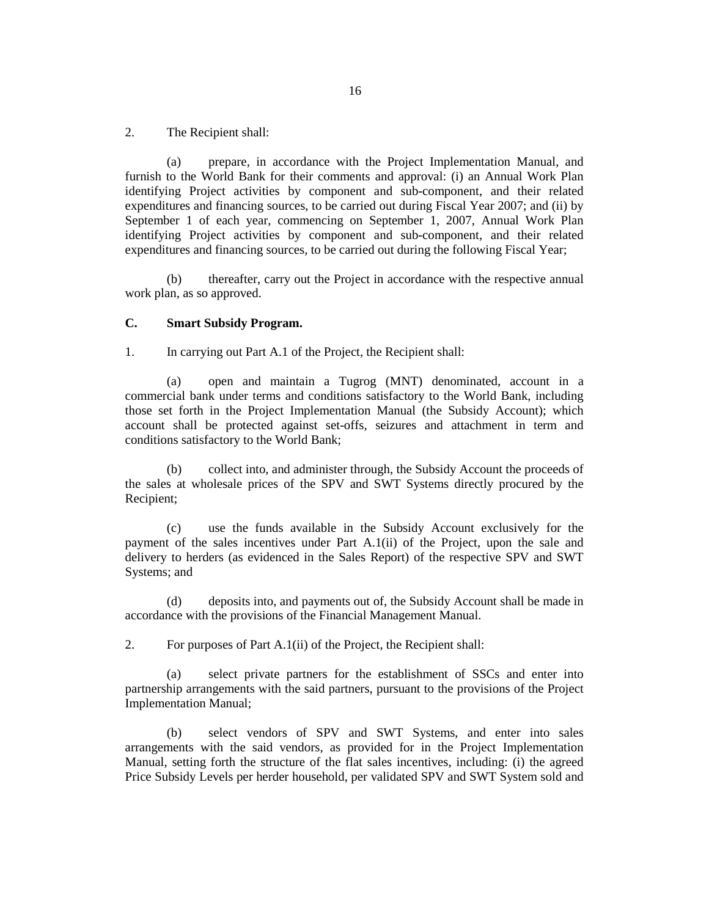2. The Recipient shall:

(a) prepare, in accordance with the Project Implementation Manual, and furnish to the World Bank for their comments and approval: (i) an Annual Work Plan identifying Project activities by component and sub-component, and their related expenditures and financing sources, to be carried out during Fiscal Year 2007; and (ii) by September 1 of each year, commencing on September 1, 2007, Annual Work Plan identifying Project activities by component and sub-component, and their related expenditures and financing sources, to be carried out during the following Fiscal Year;

(b) thereafter, carry out the Project in accordance with the respective annual work plan, as so approved.

**C. Smart Subsidy Program.**

1. In carrying out Part A.1 of the Project, the Recipient shall:

(a) open and maintain a Tugrog (MNT) denominated, account in a commercial bank under terms and conditions satisfactory to the World Bank, including those set forth in the Project Implementation Manual (the Subsidy Account); which account shall be protected against set-offs, seizures and attachment in term and conditions satisfactory to the World Bank;

(b) collect into, and administer through, the Subsidy Account the proceeds of the sales at wholesale prices of the SPV and SWT Systems directly procured by the Recipient;

(c) use the funds available in the Subsidy Account exclusively for the payment of the sales incentives under Part A.1(ii) of the Project, upon the sale and delivery to herders (as evidenced in the Sales Report) of the respective SPV and SWT Systems; and

(d) deposits into, and payments out of, the Subsidy Account shall be made in accordance with the provisions of the Financial Management Manual.

2. For purposes of Part A.1(ii) of the Project, the Recipient shall:

(a) select private partners for the establishment of SSCs and enter into partnership arrangements with the said partners, pursuant to the provisions of the Project Implementation Manual;

(b) select vendors of SPV and SWT Systems, and enter into sales arrangements with the said vendors, as provided for in the Project Implementation Manual, setting forth the structure of the flat sales incentives, including: (i) the agreed Price Subsidy Levels per herder household, per validated SPV and SWT System sold and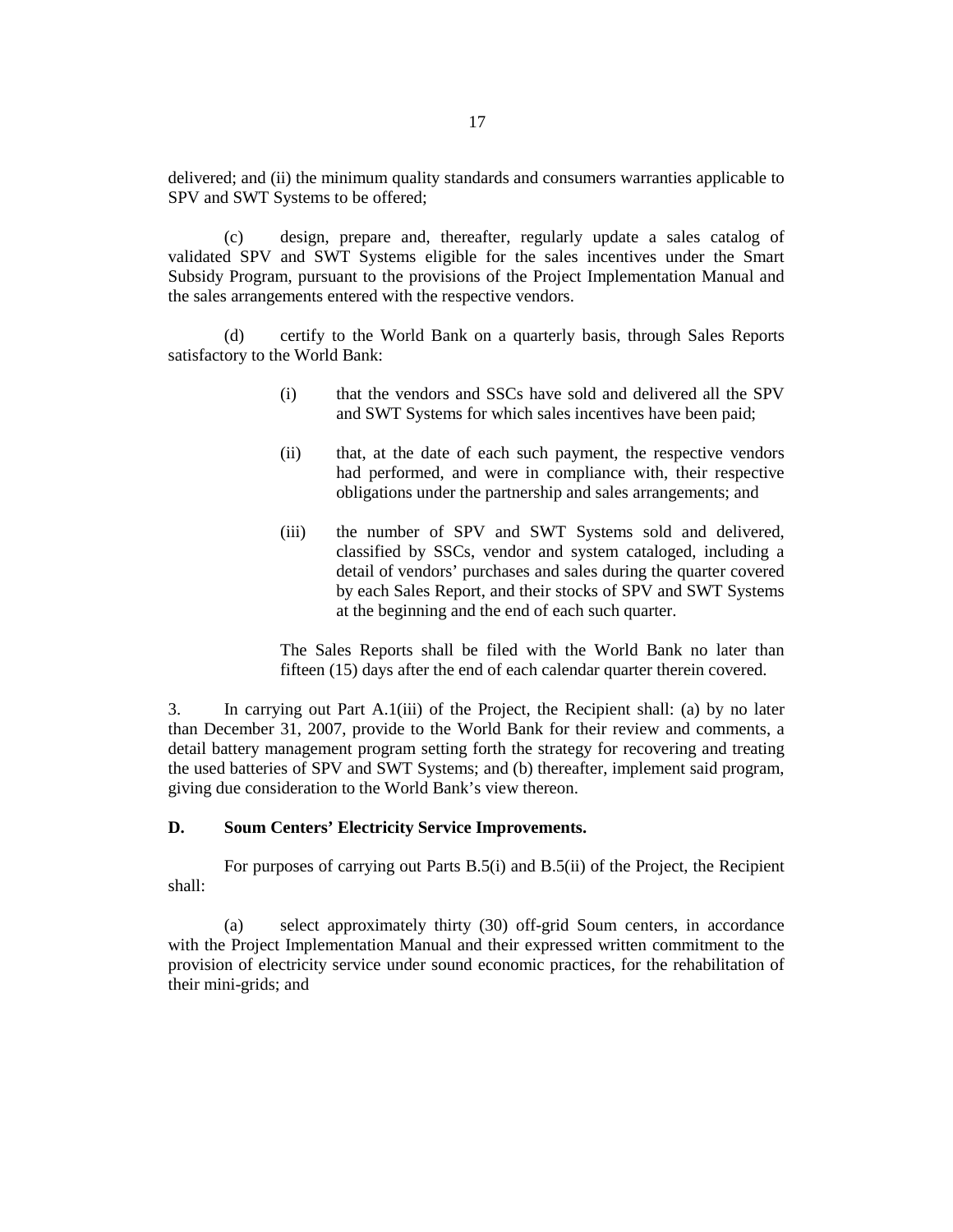delivered; and (ii) the minimum quality standards and consumers warranties applicable to SPV and SWT Systems to be offered;

(c) design, prepare and, thereafter, regularly update a sales catalog of validated SPV and SWT Systems eligible for the sales incentives under the Smart Subsidy Program, pursuant to the provisions of the Project Implementation Manual and the sales arrangements entered with the respective vendors.

(d) certify to the World Bank on a quarterly basis, through Sales Reports satisfactory to the World Bank:

(i) that the vendors and SSCs have sold and delivered all the SPV and SWT Systems for which sales incentives have been paid;

(ii) that, at the date of each such payment, the respective vendors had performed, and were in compliance with, their respective obligations under the partnership and sales arrangements; and

(iii) the number of SPV and SWT Systems sold and delivered, classified by SSCs, vendor and system cataloged, including a detail of vendors' purchases and sales during the quarter covered by each Sales Report, and their stocks of SPV and SWT Systems at the beginning and the end of each such quarter.

The Sales Reports shall be filed with the World Bank no later than fifteen (15) days after the end of each calendar quarter therein covered.

3. In carrying out Part A.1(iii) of the Project, the Recipient shall: (a) by no later than December 31, 2007, provide to the World Bank for their review and comments, a detail battery management program setting forth the strategy for recovering and treating the used batteries of SPV and SWT Systems; and (b) thereafter, implement said program, giving due consideration to the World Bank's view thereon.

**D. Soum Centers' Electricity Service Improvements.**

For purposes of carrying out Parts B.5(i) and B.5(ii) of the Project, the Recipient shall:

(a) select approximately thirty (30) off-grid Soum centers, in accordance with the Project Implementation Manual and their expressed written commitment to the provision of electricity service under sound economic practices, for the rehabilitation of their mini-grids; and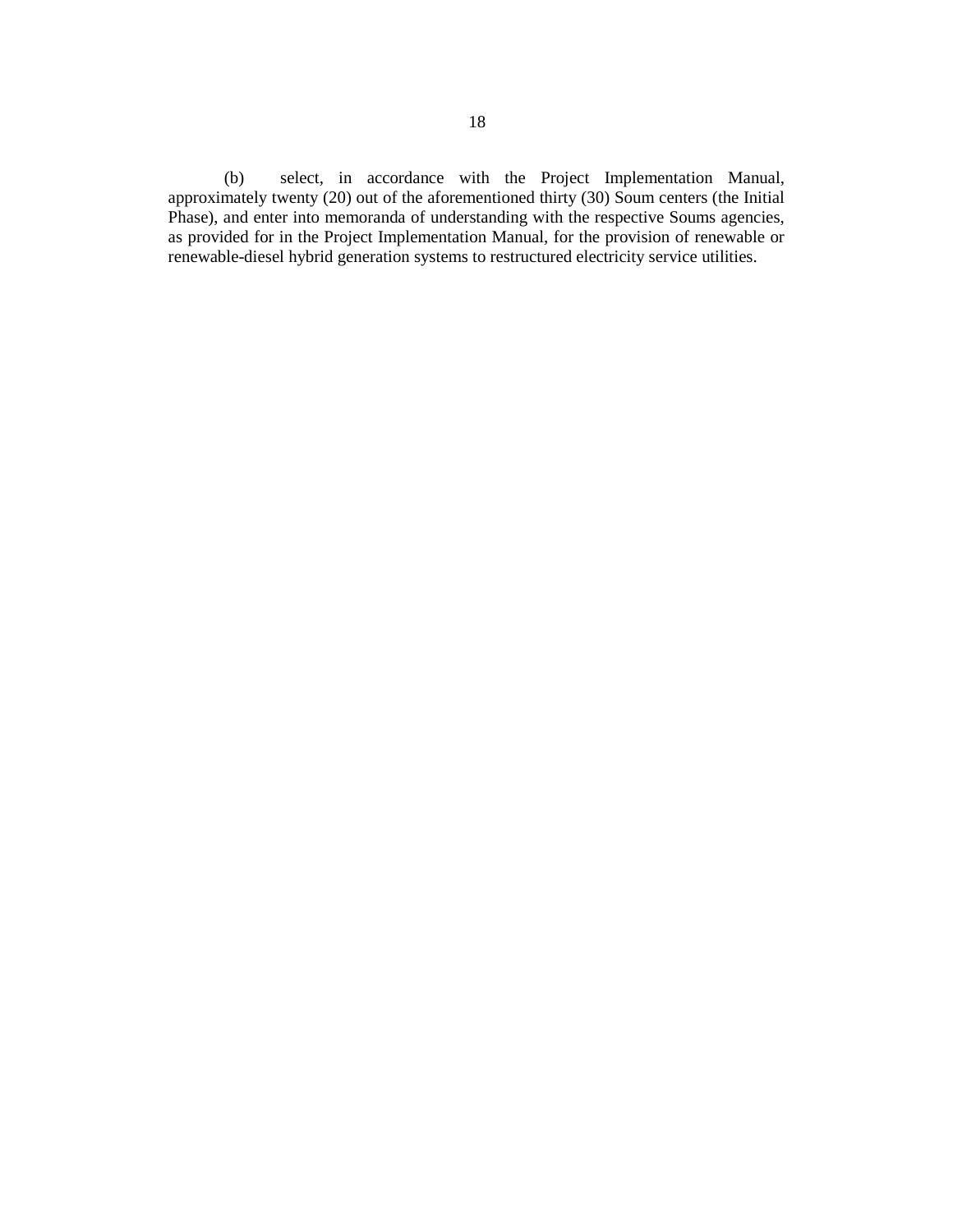(b) select, in accordance with the Project Implementation Manual, approximately twenty (20) out of the aforementioned thirty (30) Soum centers (the Initial Phase), and enter into memoranda of understanding with the respective Soums agencies, as provided for in the Project Implementation Manual, for the provision of renewable or renewable-diesel hybrid generation systems to restructured electricity service utilities.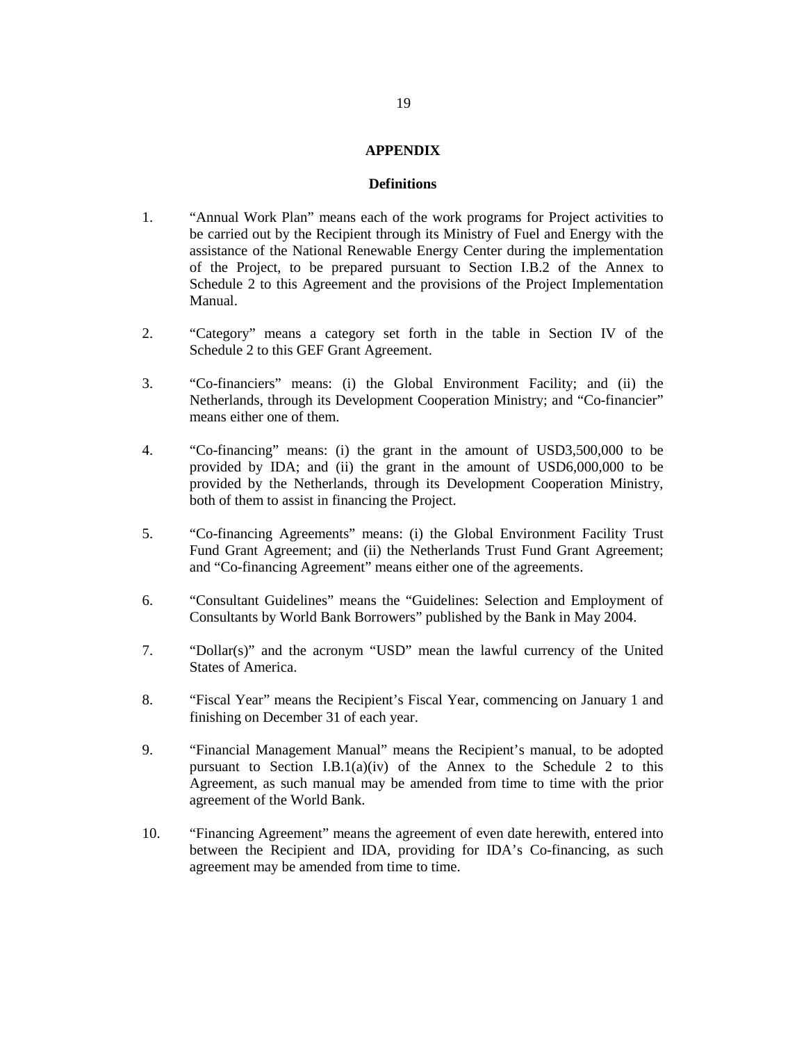## APPENDIX

### Definitions

1. "Annual Work Plan" means each of the work programs for Project activities to be carried out by the Recipient through its Ministry of Fuel and Energy with the assistance of the National Renewable Energy Center during the implementation of the Project, to be prepared pursuant to Section I.B.2 of the Annex to Schedule 2 to this Agreement and the provisions of the Project Implementation Manual.

2. "Category" means a category set forth in the table in Section IV of the Schedule 2 to this GEF Grant Agreement.

3. "Co-financiers" means: (i) the Global Environment Facility; and (ii) the Netherlands, through its Development Cooperation Ministry; and "Co-financier" means either one of them.

4. "Co-financing" means: (i) the grant in the amount of USD3,500,000 to be provided by IDA; and (ii) the grant in the amount of USD6,000,000 to be provided by the Netherlands, through its Development Cooperation Ministry, both of them to assist in financing the Project.

5. "Co-financing Agreements" means: (i) the Global Environment Facility Trust Fund Grant Agreement; and (ii) the Netherlands Trust Fund Grant Agreement; and "Co-financing Agreement" means either one of the agreements.

6. "Consultant Guidelines" means the "Guidelines: Selection and Employment of Consultants by World Bank Borrowers" published by the Bank in May 2004.

7. "Dollar(s)" and the acronym "USD" mean the lawful currency of the United States of America.

8. "Fiscal Year" means the Recipient's Fiscal Year, commencing on January 1 and finishing on December 31 of each year.

9. "Financial Management Manual" means the Recipient's manual, to be adopted pursuant to Section I.B.1(a)(iv) of the Annex to the Schedule 2 to this Agreement, as such manual may be amended from time to time with the prior agreement of the World Bank.

10. "Financing Agreement" means the agreement of even date herewith, entered into between the Recipient and IDA, providing for IDA's Co-financing, as such agreement may be amended from time to time.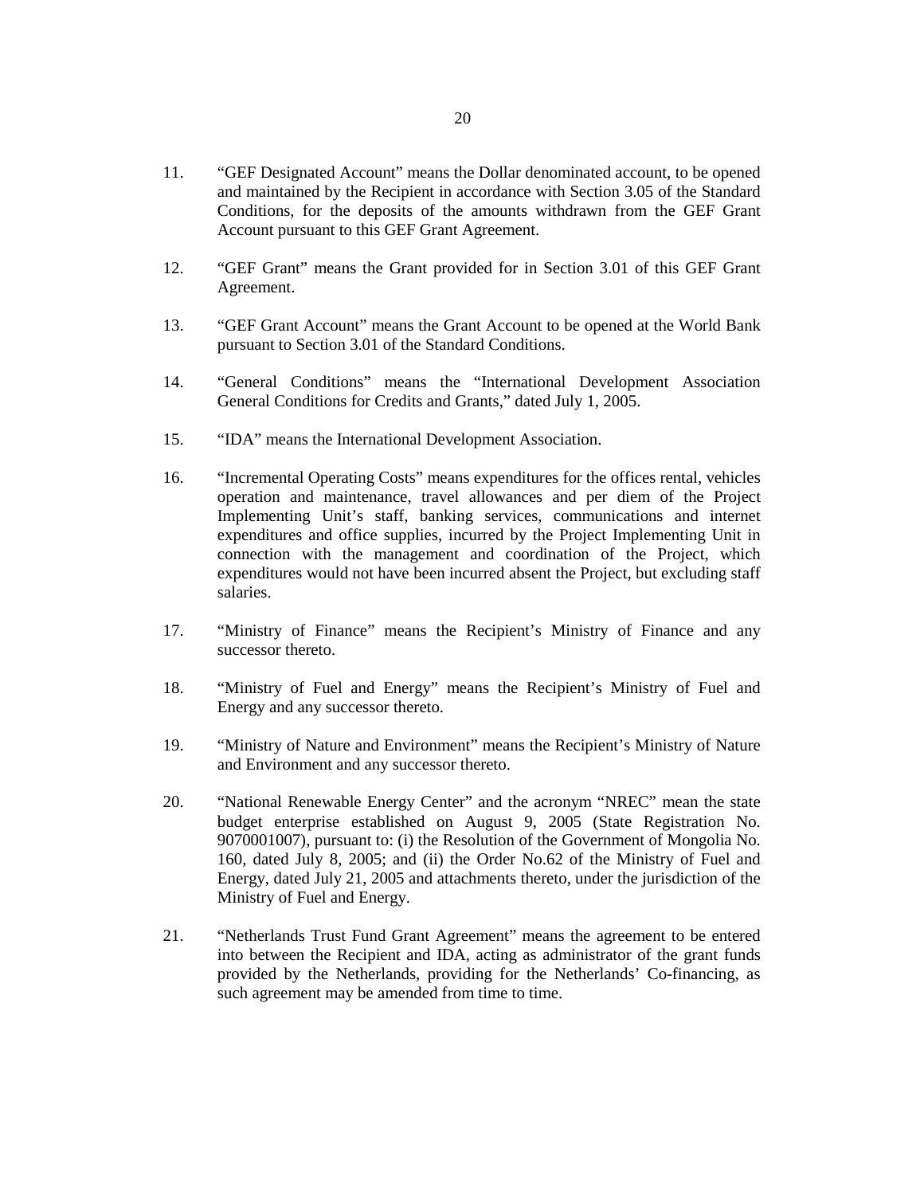11. "GEF Designated Account" means the Dollar denominated account, to be opened and maintained by the Recipient in accordance with Section 3.05 of the Standard Conditions, for the deposits of the amounts withdrawn from the GEF Grant Account pursuant to this GEF Grant Agreement.

12. "GEF Grant" means the Grant provided for in Section 3.01 of this GEF Grant Agreement.

13. "GEF Grant Account" means the Grant Account to be opened at the World Bank pursuant to Section 3.01 of the Standard Conditions.

14. "General Conditions" means the "International Development Association General Conditions for Credits and Grants," dated July 1, 2005.

15. "IDA" means the International Development Association.

16. "Incremental Operating Costs" means expenditures for the offices rental, vehicles operation and maintenance, travel allowances and per diem of the Project Implementing Unit's staff, banking services, communications and internet expenditures and office supplies, incurred by the Project Implementing Unit in connection with the management and coordination of the Project, which expenditures would not have been incurred absent the Project, but excluding staff salaries.

17. "Ministry of Finance" means the Recipient's Ministry of Finance and any successor thereto.

18. "Ministry of Fuel and Energy" means the Recipient's Ministry of Fuel and Energy and any successor thereto.

19. "Ministry of Nature and Environment" means the Recipient's Ministry of Nature and Environment and any successor thereto.

20. "National Renewable Energy Center" and the acronym "NREC" mean the state budget enterprise established on August 9, 2005 (State Registration No. 9070001007), pursuant to: (i) the Resolution of the Government of Mongolia No. 160, dated July 8, 2005; and (ii) the Order No.62 of the Ministry of Fuel and Energy, dated July 21, 2005 and attachments thereto, under the jurisdiction of the Ministry of Fuel and Energy.

21. "Netherlands Trust Fund Grant Agreement" means the agreement to be entered into between the Recipient and IDA, acting as administrator of the grant funds provided by the Netherlands, providing for the Netherlands' Co-financing, as such agreement may be amended from time to time.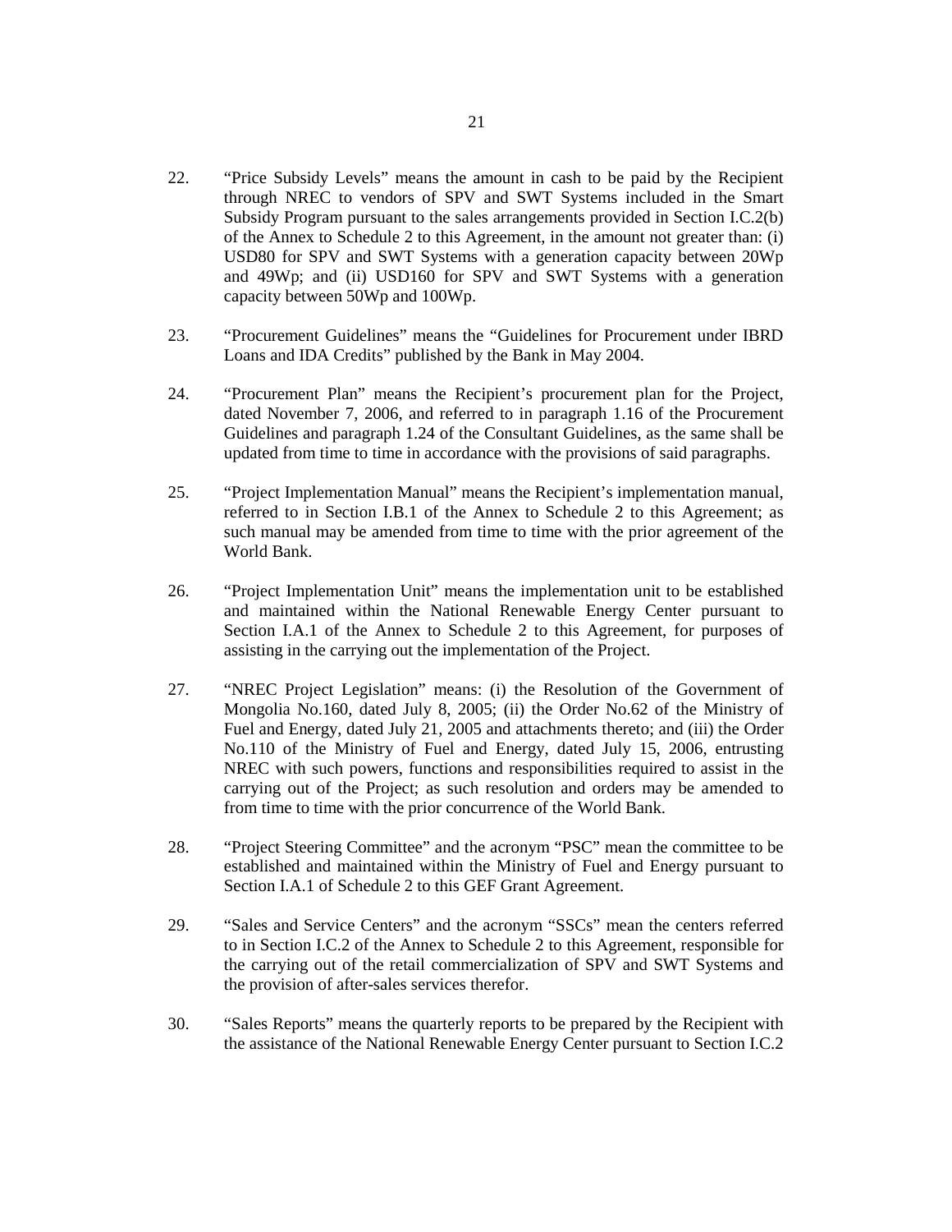22. "Price Subsidy Levels" means the amount in cash to be paid by the Recipient through NREC to vendors of SPV and SWT Systems included in the Smart Subsidy Program pursuant to the sales arrangements provided in Section I.C.2(b) of the Annex to Schedule 2 to this Agreement, in the amount not greater than: (i) USD80 for SPV and SWT Systems with a generation capacity between 20Wp and 49Wp; and (ii) USD160 for SPV and SWT Systems with a generation capacity between 50Wp and 100Wp.

23. "Procurement Guidelines" means the "Guidelines for Procurement under IBRD Loans and IDA Credits" published by the Bank in May 2004.

24. "Procurement Plan" means the Recipient's procurement plan for the Project, dated November 7, 2006, and referred to in paragraph 1.16 of the Procurement Guidelines and paragraph 1.24 of the Consultant Guidelines, as the same shall be updated from time to time in accordance with the provisions of said paragraphs.

25. "Project Implementation Manual" means the Recipient's implementation manual, referred to in Section I.B.1 of the Annex to Schedule 2 to this Agreement; as such manual may be amended from time to time with the prior agreement of the World Bank.

26. "Project Implementation Unit" means the implementation unit to be established and maintained within the National Renewable Energy Center pursuant to Section I.A.1 of the Annex to Schedule 2 to this Agreement, for purposes of assisting in the carrying out the implementation of the Project.

27. "NREC Project Legislation" means: (i) the Resolution of the Government of Mongolia No.160, dated July 8, 2005; (ii) the Order No.62 of the Ministry of Fuel and Energy, dated July 21, 2005 and attachments thereto; and (iii) the Order No.110 of the Ministry of Fuel and Energy, dated July 15, 2006, entrusting NREC with such powers, functions and responsibilities required to assist in the carrying out of the Project; as such resolution and orders may be amended to from time to time with the prior concurrence of the World Bank.

28. "Project Steering Committee" and the acronym "PSC" mean the committee to be established and maintained within the Ministry of Fuel and Energy pursuant to Section I.A.1 of Schedule 2 to this GEF Grant Agreement.

29. "Sales and Service Centers" and the acronym "SSCs" mean the centers referred to in Section I.C.2 of the Annex to Schedule 2 to this Agreement, responsible for the carrying out of the retail commercialization of SPV and SWT Systems and the provision of after-sales services therefor.

30. "Sales Reports" means the quarterly reports to be prepared by the Recipient with the assistance of the National Renewable Energy Center pursuant to Section I.C.2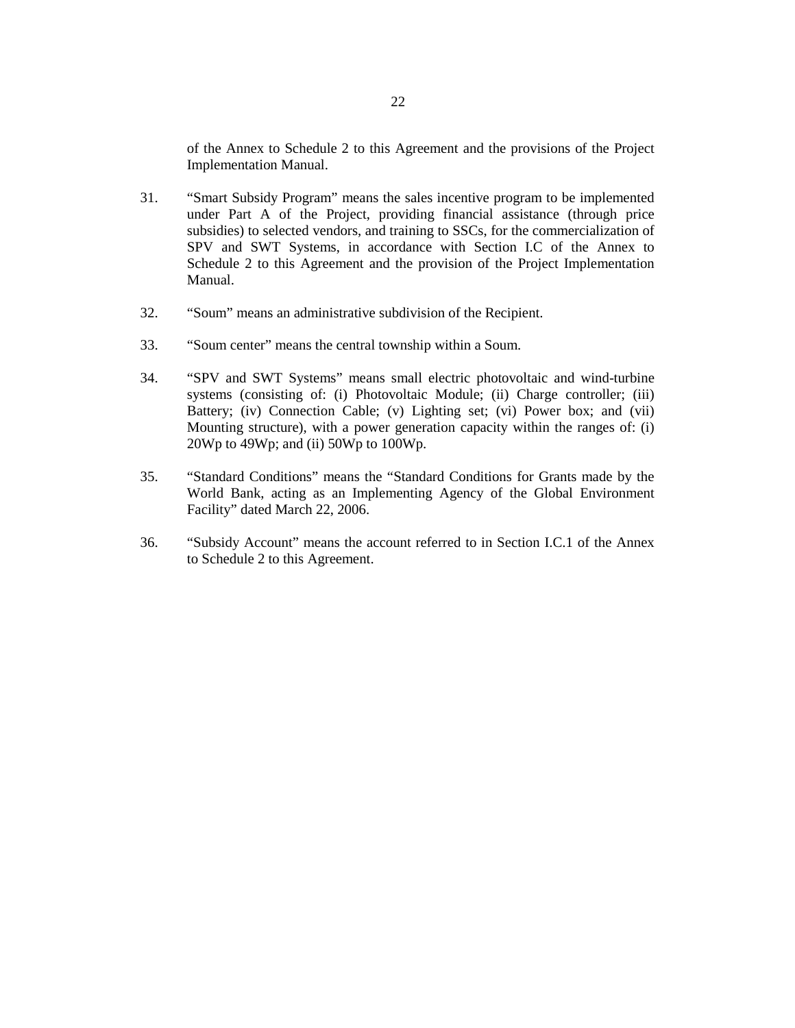of the Annex to Schedule 2 to this Agreement and the provisions of the Project Implementation Manual.

31. "Smart Subsidy Program" means the sales incentive program to be implemented under Part A of the Project, providing financial assistance (through price subsidies) to selected vendors, and training to SSCs, for the commercialization of SPV and SWT Systems, in accordance with Section I.C of the Annex to Schedule 2 to this Agreement and the provision of the Project Implementation Manual.

32. "Soum" means an administrative subdivision of the Recipient.

33. "Soum center" means the central township within a Soum.

34. "SPV and SWT Systems" means small electric photovoltaic and wind-turbine systems (consisting of: (i) Photovoltaic Module; (ii) Charge controller; (iii) Battery; (iv) Connection Cable; (v) Lighting set; (vi) Power box; and (vii) Mounting structure), with a power generation capacity within the ranges of: (i) 20Wp to 49Wp; and (ii) 50Wp to 100Wp.

35. "Standard Conditions" means the "Standard Conditions for Grants made by the World Bank, acting as an Implementing Agency of the Global Environment Facility" dated March 22, 2006.

36. "Subsidy Account" means the account referred to in Section I.C.1 of the Annex to Schedule 2 to this Agreement.